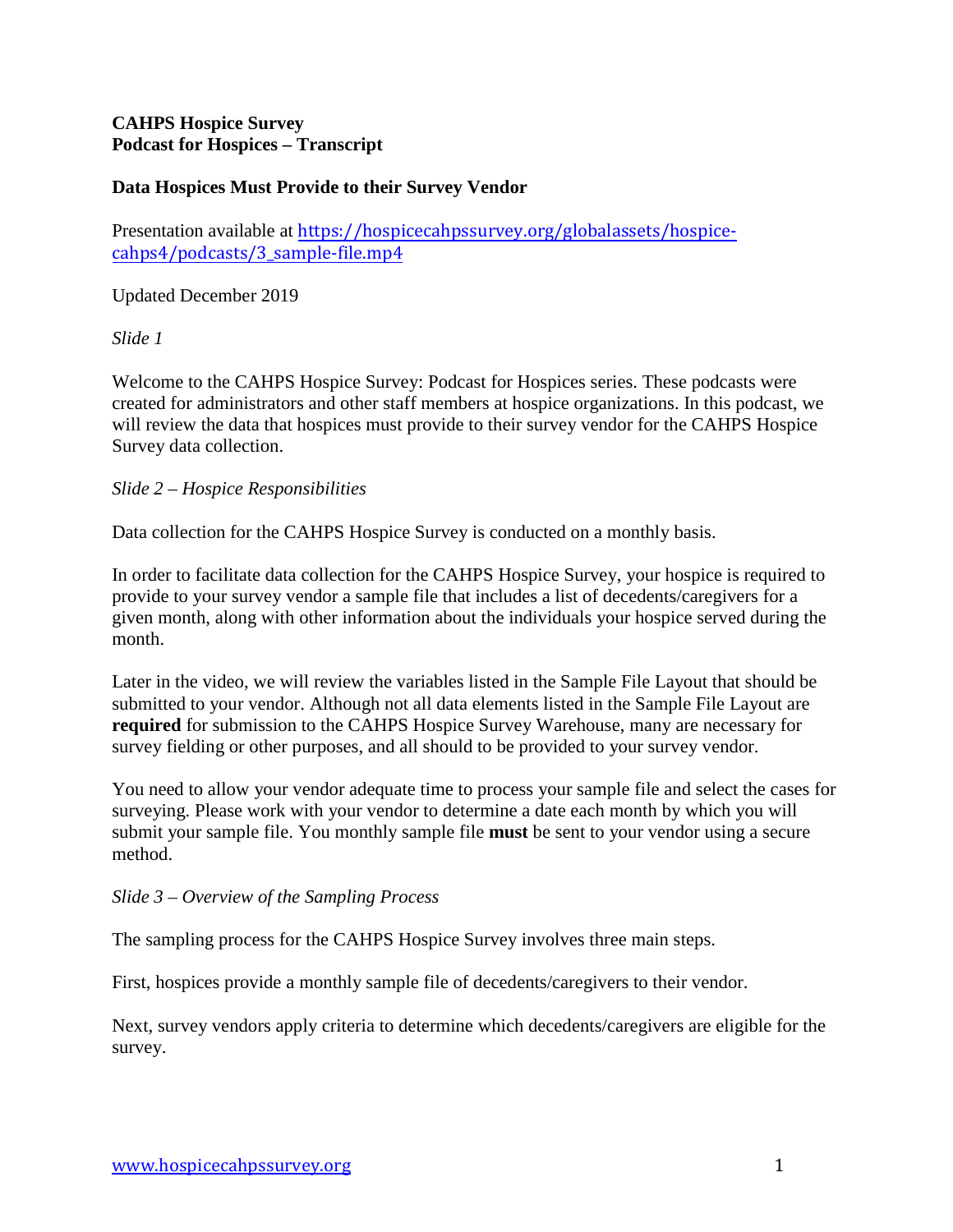**CAHPS Hospice Survey**
**Podcast for Hospices – Transcript**

**Data Hospices Must Provide to their Survey Vendor**

Presentation available at https://hospicecahpssurvey.org/globalassets/hospice-cahps4/podcasts/3_sample-file.mp4

Updated December 2019

*Slide 1*

Welcome to the CAHPS Hospice Survey: Podcast for Hospices series. These podcasts were created for administrators and other staff members at hospice organizations. In this podcast, we will review the data that hospices must provide to their survey vendor for the CAHPS Hospice Survey data collection.

*Slide 2 – Hospice Responsibilities*

Data collection for the CAHPS Hospice Survey is conducted on a monthly basis.

In order to facilitate data collection for the CAHPS Hospice Survey, your hospice is required to provide to your survey vendor a sample file that includes a list of decedents/caregivers for a given month, along with other information about the individuals your hospice served during the month.

Later in the video, we will review the variables listed in the Sample File Layout that should be submitted to your vendor. Although not all data elements listed in the Sample File Layout are **required** for submission to the CAHPS Hospice Survey Warehouse, many are necessary for survey fielding or other purposes, and all should to be provided to your survey vendor.

You need to allow your vendor adequate time to process your sample file and select the cases for surveying. Please work with your vendor to determine a date each month by which you will submit your sample file. You monthly sample file **must** be sent to your vendor using a secure method.

*Slide 3 – Overview of the Sampling Process*

The sampling process for the CAHPS Hospice Survey involves three main steps.

First, hospices provide a monthly sample file of decedents/caregivers to their vendor.

Next, survey vendors apply criteria to determine which decedents/caregivers are eligible for the survey.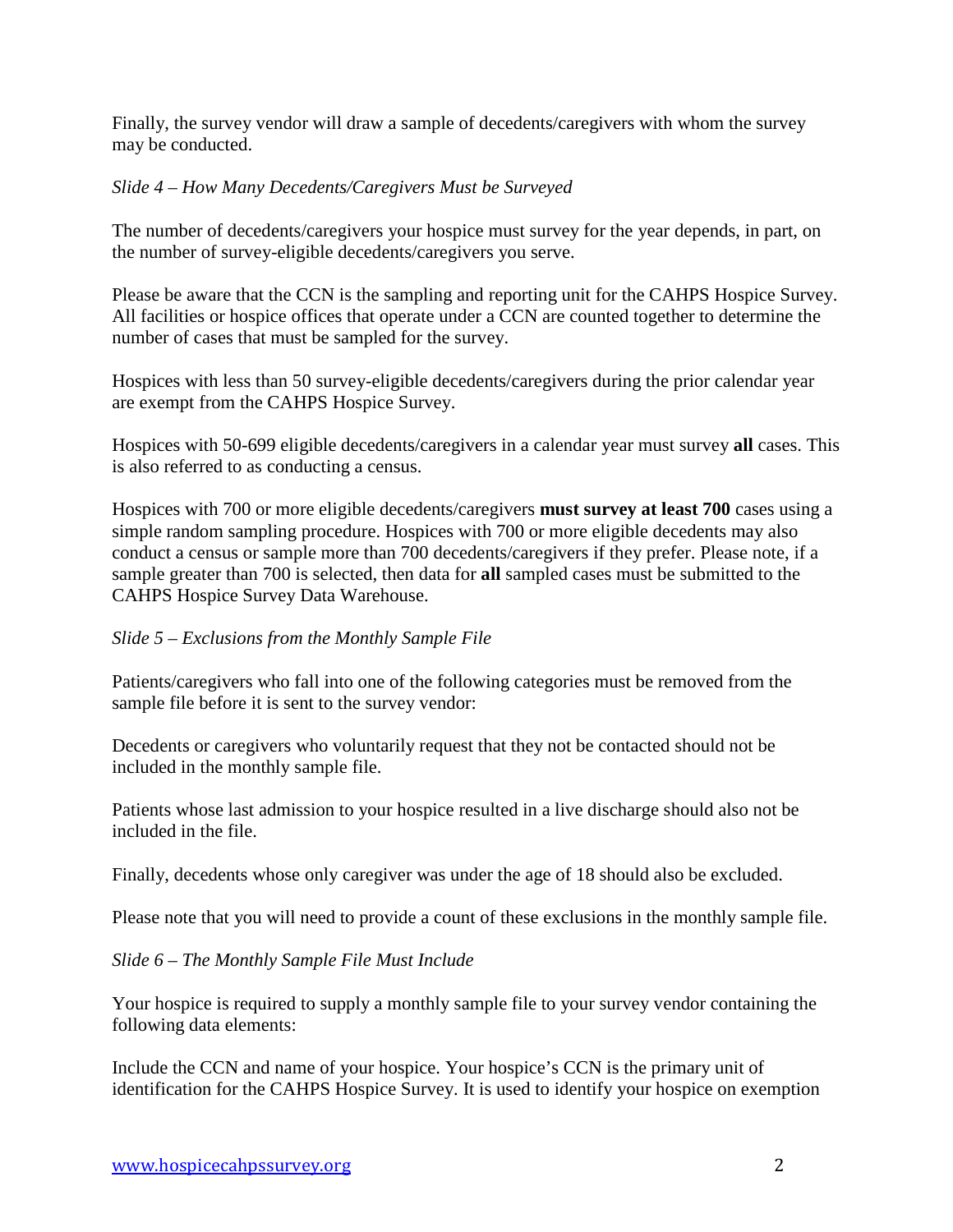Finally, the survey vendor will draw a sample of decedents/caregivers with whom the survey may be conducted.

*Slide 4 – How Many Decedents/Caregivers Must be Surveyed*

The number of decedents/caregivers your hospice must survey for the year depends, in part, on the number of survey-eligible decedents/caregivers you serve.

Please be aware that the CCN is the sampling and reporting unit for the CAHPS Hospice Survey. All facilities or hospice offices that operate under a CCN are counted together to determine the number of cases that must be sampled for the survey.

Hospices with less than 50 survey-eligible decedents/caregivers during the prior calendar year are exempt from the CAHPS Hospice Survey.

Hospices with 50-699 eligible decedents/caregivers in a calendar year must survey **all** cases. This is also referred to as conducting a census.

Hospices with 700 or more eligible decedents/caregivers **must survey at least 700** cases using a simple random sampling procedure. Hospices with 700 or more eligible decedents may also conduct a census or sample more than 700 decedents/caregivers if they prefer. Please note, if a sample greater than 700 is selected, then data for **all** sampled cases must be submitted to the CAHPS Hospice Survey Data Warehouse.

*Slide 5 – Exclusions from the Monthly Sample File*

Patients/caregivers who fall into one of the following categories must be removed from the sample file before it is sent to the survey vendor:

Decedents or caregivers who voluntarily request that they not be contacted should not be included in the monthly sample file.

Patients whose last admission to your hospice resulted in a live discharge should also not be included in the file.

Finally, decedents whose only caregiver was under the age of 18 should also be excluded.

Please note that you will need to provide a count of these exclusions in the monthly sample file.

*Slide 6 – The Monthly Sample File Must Include*

Your hospice is required to supply a monthly sample file to your survey vendor containing the following data elements:

Include the CCN and name of your hospice. Your hospice's CCN is the primary unit of identification for the CAHPS Hospice Survey. It is used to identify your hospice on exemption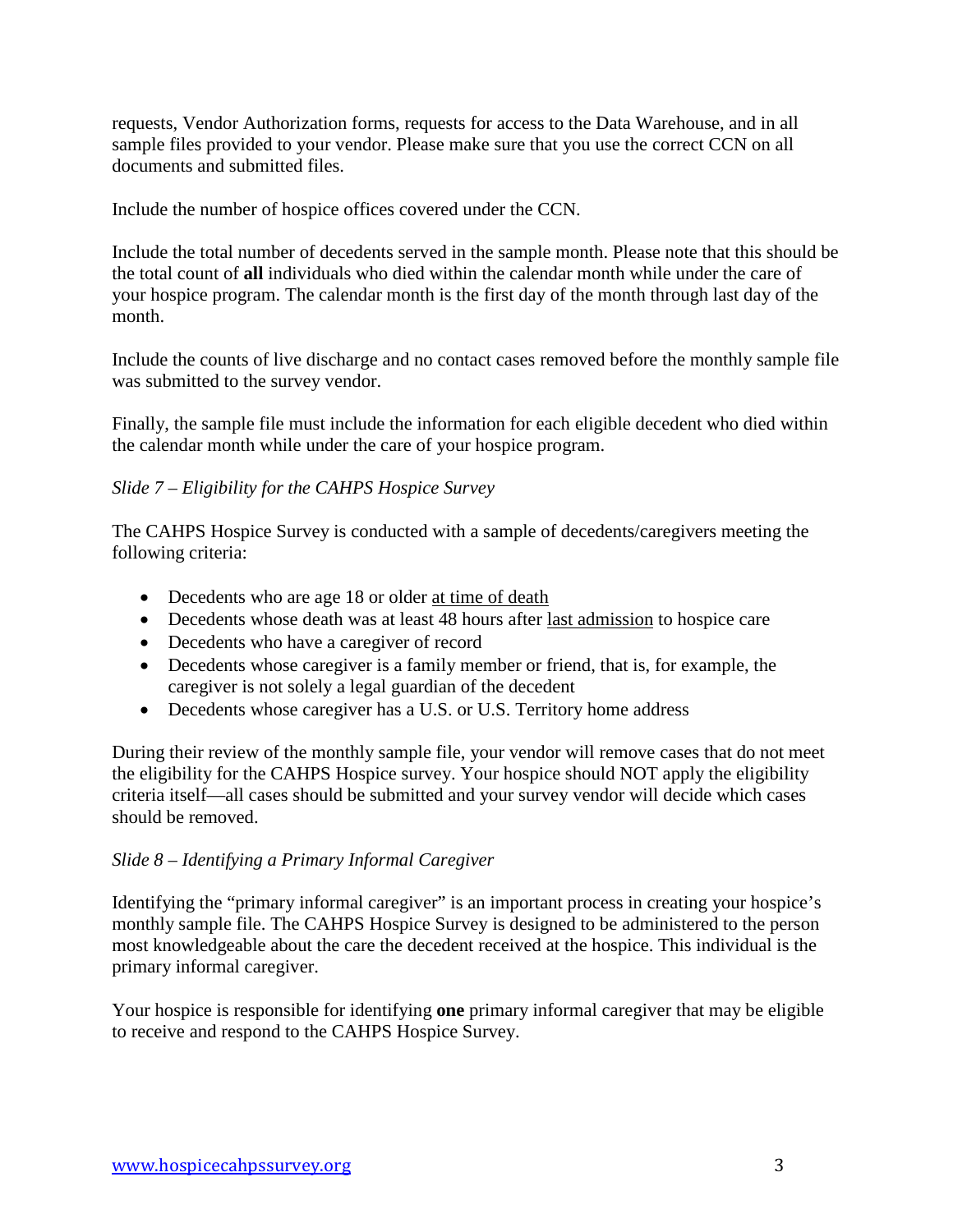requests, Vendor Authorization forms, requests for access to the Data Warehouse, and in all sample files provided to your vendor. Please make sure that you use the correct CCN on all documents and submitted files.

Include the number of hospice offices covered under the CCN.

Include the total number of decedents served in the sample month. Please note that this should be the total count of **all** individuals who died within the calendar month while under the care of your hospice program. The calendar month is the first day of the month through last day of the month.

Include the counts of live discharge and no contact cases removed before the monthly sample file was submitted to the survey vendor.

Finally, the sample file must include the information for each eligible decedent who died within the calendar month while under the care of your hospice program.

*Slide 7 – Eligibility for the CAHPS Hospice Survey*

The CAHPS Hospice Survey is conducted with a sample of decedents/caregivers meeting the following criteria:

- Decedents who are age 18 or older at time of death
- Decedents whose death was at least 48 hours after last admission to hospice care
- Decedents who have a caregiver of record
- Decedents whose caregiver is a family member or friend, that is, for example, the caregiver is not solely a legal guardian of the decedent
- Decedents whose caregiver has a U.S. or U.S. Territory home address

During their review of the monthly sample file, your vendor will remove cases that do not meet the eligibility for the CAHPS Hospice survey. Your hospice should NOT apply the eligibility criteria itself—all cases should be submitted and your survey vendor will decide which cases should be removed.

*Slide 8 – Identifying a Primary Informal Caregiver*

Identifying the "primary informal caregiver" is an important process in creating your hospice's monthly sample file. The CAHPS Hospice Survey is designed to be administered to the person most knowledgeable about the care the decedent received at the hospice. This individual is the primary informal caregiver.

Your hospice is responsible for identifying **one** primary informal caregiver that may be eligible to receive and respond to the CAHPS Hospice Survey.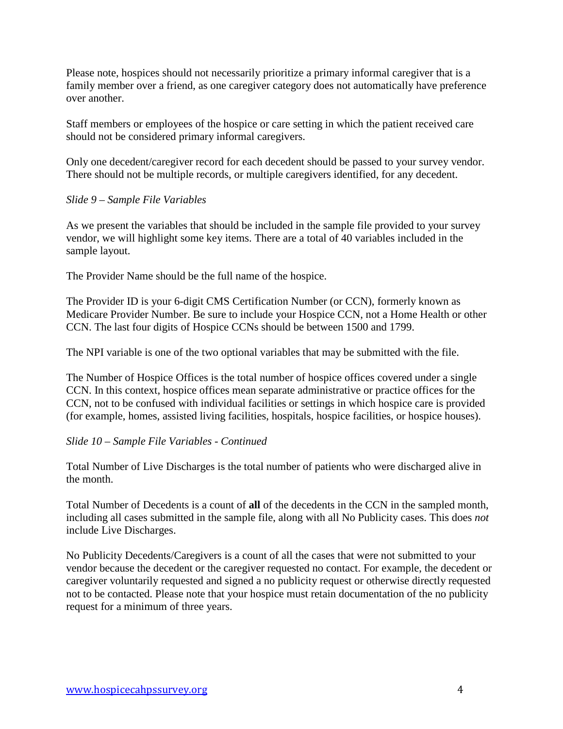Please note, hospices should not necessarily prioritize a primary informal caregiver that is a family member over a friend, as one caregiver category does not automatically have preference over another.

Staff members or employees of the hospice or care setting in which the patient received care should not be considered primary informal caregivers.

Only one decedent/caregiver record for each decedent should be passed to your survey vendor. There should not be multiple records, or multiple caregivers identified, for any decedent.

*Slide 9 – Sample File Variables*

As we present the variables that should be included in the sample file provided to your survey vendor, we will highlight some key items. There are a total of 40 variables included in the sample layout.

The Provider Name should be the full name of the hospice.

The Provider ID is your 6-digit CMS Certification Number (or CCN), formerly known as Medicare Provider Number. Be sure to include your Hospice CCN, not a Home Health or other CCN. The last four digits of Hospice CCNs should be between 1500 and 1799.

The NPI variable is one of the two optional variables that may be submitted with the file.

The Number of Hospice Offices is the total number of hospice offices covered under a single CCN. In this context, hospice offices mean separate administrative or practice offices for the CCN, not to be confused with individual facilities or settings in which hospice care is provided (for example, homes, assisted living facilities, hospitals, hospice facilities, or hospice houses).

*Slide 10 – Sample File Variables - Continued*

Total Number of Live Discharges is the total number of patients who were discharged alive in the month.

Total Number of Decedents is a count of **all** of the decedents in the CCN in the sampled month, including all cases submitted in the sample file, along with all No Publicity cases. This does *not* include Live Discharges.

No Publicity Decedents/Caregivers is a count of all the cases that were not submitted to your vendor because the decedent or the caregiver requested no contact. For example, the decedent or caregiver voluntarily requested and signed a no publicity request or otherwise directly requested not to be contacted. Please note that your hospice must retain documentation of the no publicity request for a minimum of three years.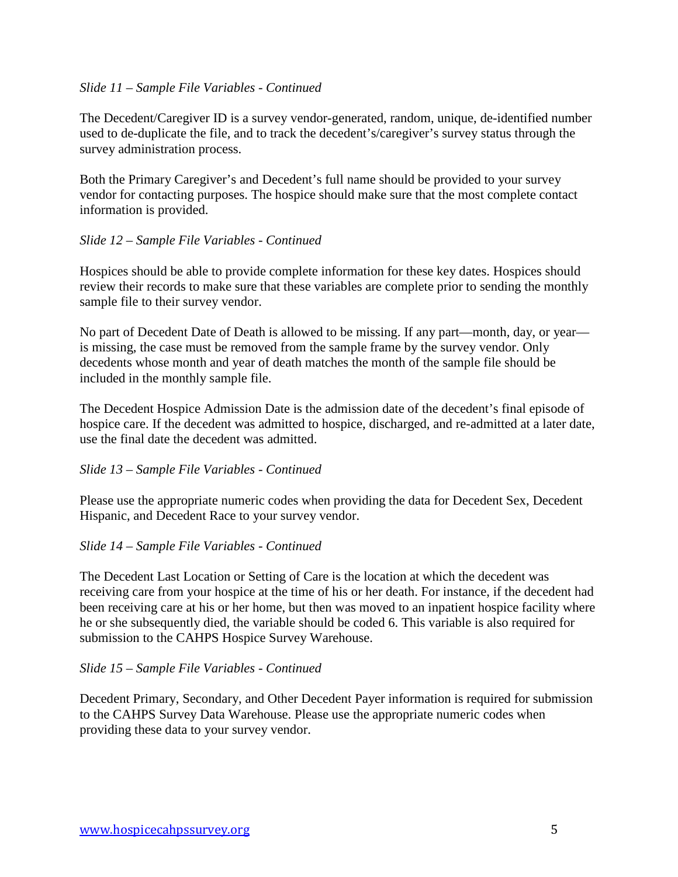*Slide 11 – Sample File Variables - Continued*

The Decedent/Caregiver ID is a survey vendor-generated, random, unique, de-identified number used to de-duplicate the file, and to track the decedent's/caregiver's survey status through the survey administration process.

Both the Primary Caregiver's and Decedent's full name should be provided to your survey vendor for contacting purposes. The hospice should make sure that the most complete contact information is provided.

*Slide 12 – Sample File Variables - Continued*

Hospices should be able to provide complete information for these key dates. Hospices should review their records to make sure that these variables are complete prior to sending the monthly sample file to their survey vendor.

No part of Decedent Date of Death is allowed to be missing. If any part—month, day, or year—is missing, the case must be removed from the sample frame by the survey vendor. Only decedents whose month and year of death matches the month of the sample file should be included in the monthly sample file.

The Decedent Hospice Admission Date is the admission date of the decedent's final episode of hospice care. If the decedent was admitted to hospice, discharged, and re-admitted at a later date, use the final date the decedent was admitted.

*Slide 13 – Sample File Variables - Continued*

Please use the appropriate numeric codes when providing the data for Decedent Sex, Decedent Hispanic, and Decedent Race to your survey vendor.

*Slide 14 – Sample File Variables - Continued*

The Decedent Last Location or Setting of Care is the location at which the decedent was receiving care from your hospice at the time of his or her death. For instance, if the decedent had been receiving care at his or her home, but then was moved to an inpatient hospice facility where he or she subsequently died, the variable should be coded 6. This variable is also required for submission to the CAHPS Hospice Survey Warehouse.

*Slide 15 – Sample File Variables - Continued*

Decedent Primary, Secondary, and Other Decedent Payer information is required for submission to the CAHPS Survey Data Warehouse. Please use the appropriate numeric codes when providing these data to your survey vendor.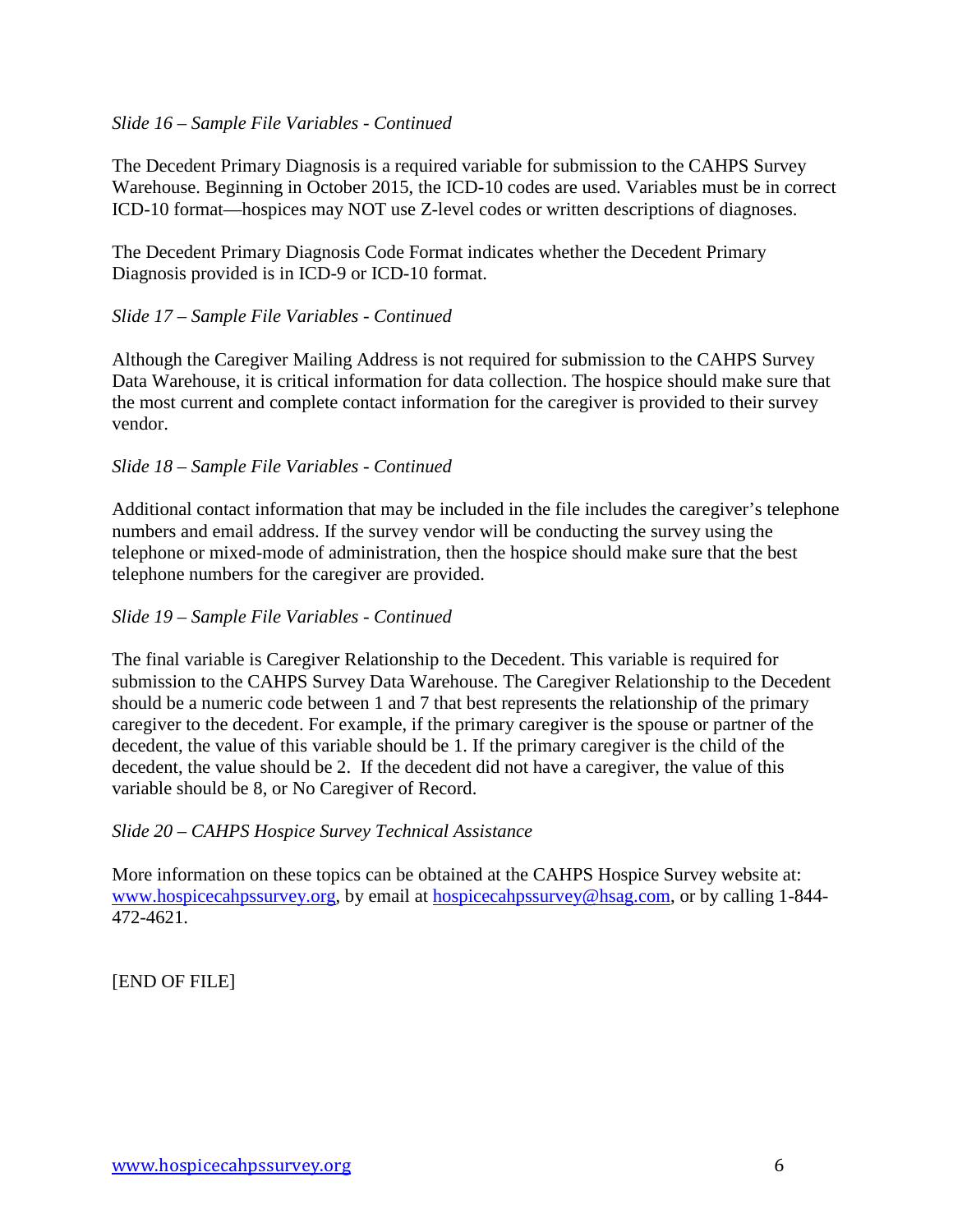*Slide 16 – Sample File Variables - Continued*

The Decedent Primary Diagnosis is a required variable for submission to the CAHPS Survey Warehouse. Beginning in October 2015, the ICD-10 codes are used. Variables must be in correct ICD-10 format—hospices may NOT use Z-level codes or written descriptions of diagnoses.

The Decedent Primary Diagnosis Code Format indicates whether the Decedent Primary Diagnosis provided is in ICD-9 or ICD-10 format.

*Slide 17 – Sample File Variables - Continued*

Although the Caregiver Mailing Address is not required for submission to the CAHPS Survey Data Warehouse, it is critical information for data collection. The hospice should make sure that the most current and complete contact information for the caregiver is provided to their survey vendor.

*Slide 18 – Sample File Variables - Continued*

Additional contact information that may be included in the file includes the caregiver's telephone numbers and email address. If the survey vendor will be conducting the survey using the telephone or mixed-mode of administration, then the hospice should make sure that the best telephone numbers for the caregiver are provided.

*Slide 19 – Sample File Variables - Continued*

The final variable is Caregiver Relationship to the Decedent. This variable is required for submission to the CAHPS Survey Data Warehouse. The Caregiver Relationship to the Decedent should be a numeric code between 1 and 7 that best represents the relationship of the primary caregiver to the decedent. For example, if the primary caregiver is the spouse or partner of the decedent, the value of this variable should be 1. If the primary caregiver is the child of the decedent, the value should be 2. If the decedent did not have a caregiver, the value of this variable should be 8, or No Caregiver of Record.

*Slide 20 – CAHPS Hospice Survey Technical Assistance*

More information on these topics can be obtained at the CAHPS Hospice Survey website at: www.hospicecahpssurvey.org, by email at hospicecahpssurvey@hsag.com, or by calling 1-844-472-4621.

[END OF FILE]